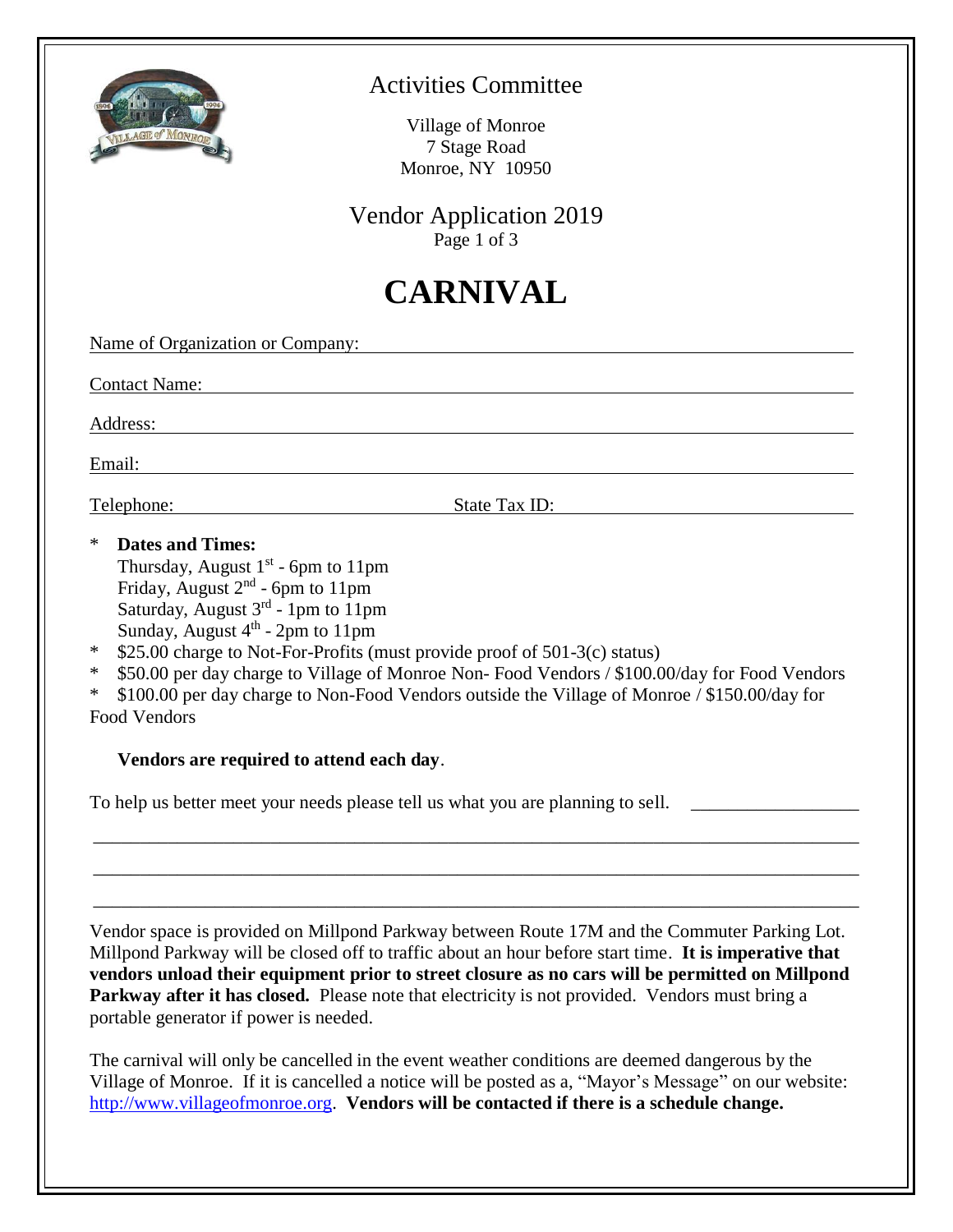Activities Committee

Village of Monroe
7 Stage Road
Monroe, NY 10950

Vendor Application 2019

# CARNIVAL

Name of Organization or Company: ________________________________

Contact Name: ________________________________

Address: ________________________________

Email: ________________________________

Telephone: ____________________ State Tax ID: ____________________

* **Dates and Times:**
  Thursday, August 1st - 6pm to 11pm
  Friday, August 2nd - 6pm to 11pm
  Saturday, August 3rd - 1pm to 11pm
  Sunday, August 4th - 2pm to 11pm
* $25.00 charge to Not-For-Profits (must provide proof of 501-3(c) status)
* $50.00 per day charge to Village of Monroe Non- Food Vendors / $100.00/day for Food Vendors
* $100.00 per day charge to Non-Food Vendors outside the Village of Monroe / $150.00/day for Food Vendors

**Vendors are required to attend each day**.

To help us better meet your needs please tell us what you are planning to sell. ____________________

________________________________________________________________

________________________________________________________________

________________________________________________________________

Vendor space is provided on Millpond Parkway between Route 17M and the Commuter Parking Lot. Millpond Parkway will be closed off to traffic about an hour before start time. **It is imperative that vendors unload their equipment prior to street closure as no cars will be permitted on Millpond Parkway after it has closed.** Please note that electricity is not provided. Vendors must bring a portable generator if power is needed.

The carnival will only be cancelled in the event weather conditions are deemed dangerous by the Village of Monroe. If it is cancelled a notice will be posted as a, "Mayor's Message" on our website: http://www.villageofmonroe.org. **Vendors will be contacted if there is a schedule change.**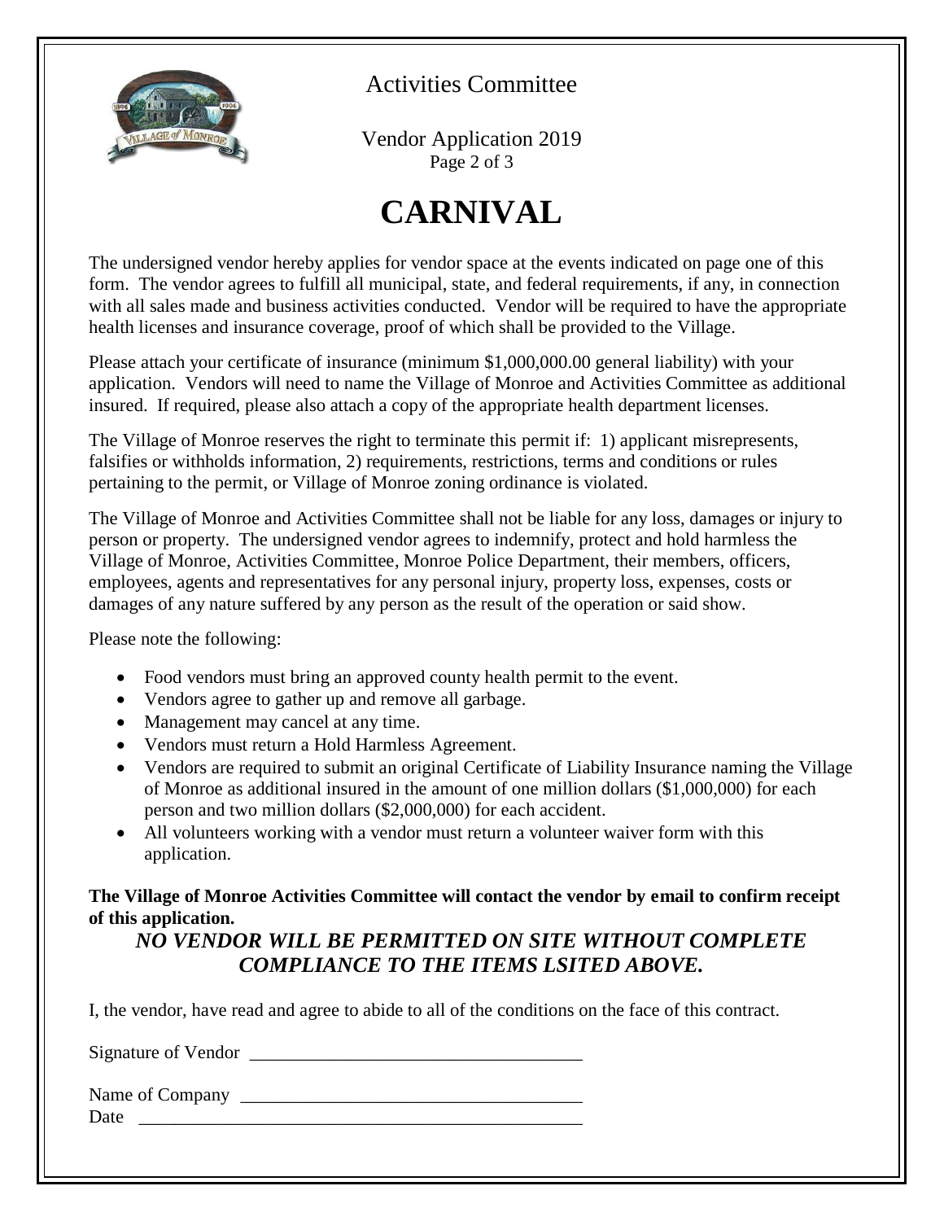Activities Committee

Vendor Application 2019

# CARNIVAL

The undersigned vendor hereby applies for vendor space at the events indicated on page one of this form. The vendor agrees to fulfill all municipal, state, and federal requirements, if any, in connection with all sales made and business activities conducted. Vendor will be required to have the appropriate health licenses and insurance coverage, proof of which shall be provided to the Village.

Please attach your certificate of insurance (minimum $1,000,000.00 general liability) with your application. Vendors will need to name the Village of Monroe and Activities Committee as additional insured. If required, please also attach a copy of the appropriate health department licenses.

The Village of Monroe reserves the right to terminate this permit if: 1) applicant misrepresents, falsifies or withholds information, 2) requirements, restrictions, terms and conditions or rules pertaining to the permit, or Village of Monroe zoning ordinance is violated.

The Village of Monroe and Activities Committee shall not be liable for any loss, damages or injury to person or property. The undersigned vendor agrees to indemnify, protect and hold harmless the Village of Monroe, Activities Committee, Monroe Police Department, their members, officers, employees, agents and representatives for any personal injury, property loss, expenses, costs or damages of any nature suffered by any person as the result of the operation or said show.

Please note the following:

- Food vendors must bring an approved county health permit to the event.
- Vendors agree to gather up and remove all garbage.
- Management may cancel at any time.
- Vendors must return a Hold Harmless Agreement.
- Vendors are required to submit an original Certificate of Liability Insurance naming the Village of Monroe as additional insured in the amount of one million dollars ($1,000,000) for each person and two million dollars ($2,000,000) for each accident.
- All volunteers working with a vendor must return a volunteer waiver form with this application.

**The Village of Monroe Activities Committee will contact the vendor by email to confirm receipt of this application.**

***NO VENDOR WILL BE PERMITTED ON SITE WITHOUT COMPLETE COMPLIANCE TO THE ITEMS LSITED ABOVE.***

I, the vendor, have read and agree to abide to all of the conditions on the face of this contract.

Signature of Vendor ____________________________________

Name of Company ____________________________________

Date ____________________________________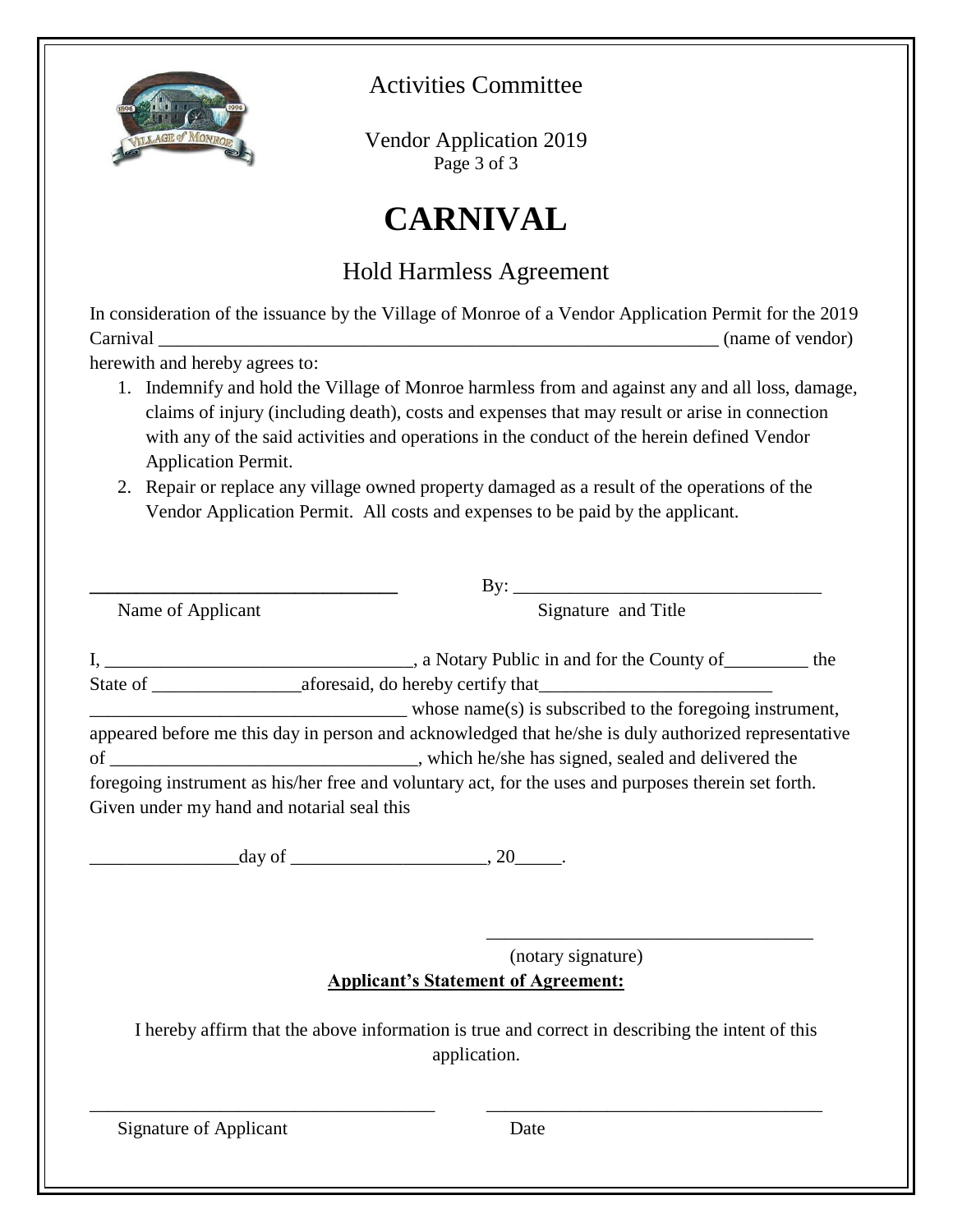Activities Committee

Vendor Application 2019

# CARNIVAL

## Hold Harmless Agreement

In consideration of the issuance by the Village of Monroe of a Vendor Application Permit for the 2019 Carnival _______________________________________________________________ (name of vendor) herewith and hereby agrees to:

1. Indemnify and hold the Village of Monroe harmless from and against any and all loss, damage, claims of injury (including death), costs and expenses that may result or arise in connection with any of the said activities and operations in the conduct of the herein defined Vendor Application Permit.
2. Repair or replace any village owned property damaged as a result of the operations of the Vendor Application Permit. All costs and expenses to be paid by the applicant.

_________________________________ By: _________________________________

Name of Applicant Signature and Title

I, _________________________________, a Notary Public in and for the County of_________ the State of ________________aforesaid, do hereby certify that_________________________ _________________________________ whose name(s) is subscribed to the foregoing instrument, appeared before me this day in person and acknowledged that he/she is duly authorized representative of _________________________________, which he/she has signed, sealed and delivered the foregoing instrument as his/her free and voluntary act, for the uses and purposes therein set forth. Given under my hand and notarial seal this

________________day of ____________________, 20_____.

___________________________________

(notary signature)

**Applicant's Statement of Agreement:**

I hereby affirm that the above information is true and correct in describing the intent of this application.

_____________________________________ _____________________________________

Signature of Applicant Date